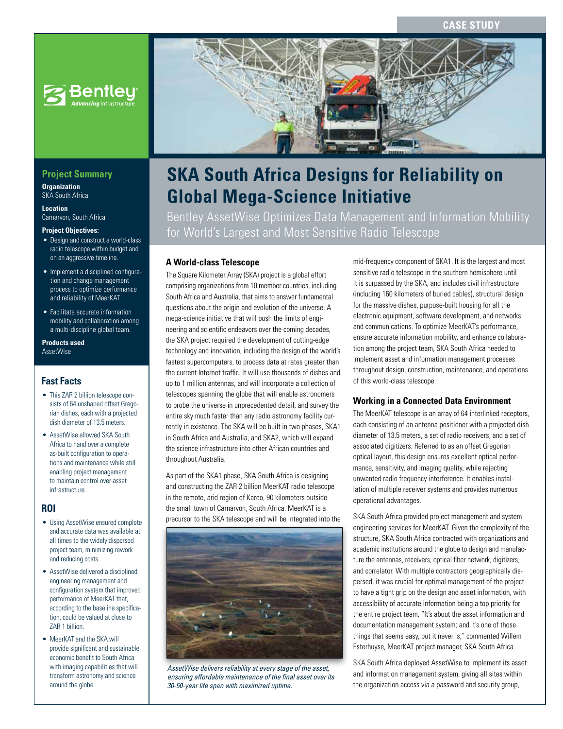CASE STUDY

# SKA South Africa Designs for Reliability on Global Mega-Science Initiative

## Bentley AssetWise Optimizes Data Management and Information Mobility for World's Largest and Most Sensitive Radio Telescope

### Project Summary

**Organization**
SKA South Africa

**Location**
Carnarvon, South Africa

**Project Objectives:**

- Design and construct a world-class radio telescope within budget and on an aggressive timeline.
- Implement a disciplined configuration and change management process to optimize performance and reliability of MeerKAT.
- Facilitate accurate information mobility and collaboration among a multi-discipline global team.

**Products used**
AssetWise

### Fast Facts

- This ZAR 2 billion telescope consists of 64 unshaped offset Gregorian dishes, each with a projected dish diameter of 13.5 meters.
- AssetWise allowed SKA South Africa to hand over a complete as-built configuration to operations and maintenance while still enabling project management to maintain control over asset infrastructure.

### ROI

- Using AssetWise ensured complete and accurate data was available at all times to the widely dispersed project team, minimizing rework and reducing costs.
- AssetWise delivered a disciplined engineering management and configuration system that improved performance of MeerKAT that, according to the baseline specification, could be valued at close to ZAR 1 billion.
- MeerKAT and the SKA will provide significant and sustainable economic benefit to South Africa with imaging capabilities that will transform astronomy and science around the globe.

### A World-class Telescope

The Square Kilometer Array (SKA) project is a global effort comprising organizations from 10 member countries, including South Africa and Australia, that aims to answer fundamental questions about the origin and evolution of the universe. A mega-science initiative that will push the limits of engineering and scientific endeavors over the coming decades, the SKA project required the development of cutting-edge technology and innovation, including the design of the world's fastest supercomputers, to process data at rates greater than the current Internet traffic. It will use thousands of dishes and up to 1 million antennas, and will incorporate a collection of telescopes spanning the globe that will enable astronomers to probe the universe in unprecedented detail, and survey the entire sky much faster than any radio astronomy facility currently in existence. The SKA will be built in two phases, SKA1 in South Africa and Australia, and SKA2, which will expand the science infrastructure into other African countries and throughout Australia.

As part of the SKA1 phase, SKA South Africa is designing and constructing the ZAR 2 billion MeerKAT radio telescope in the remote, arid region of Karoo, 90 kilometers outside the small town of Carnarvon, South Africa. MeerKAT is a precursor to the SKA telescope and will be integrated into the mid-frequency component of SKA1. It is the largest and most sensitive radio telescope in the southern hemisphere until it is surpassed by the SKA, and includes civil infrastructure (including 160 kilometers of buried cables), structural design for the massive dishes, purpose-built housing for all the electronic equipment, software development, and networks and communications. To optimize MeerKAT's performance, ensure accurate information mobility, and enhance collaboration among the project team, SKA South Africa needed to implement asset and information management processes throughout design, construction, maintenance, and operations of this world-class telescope.

*AssetWise delivers reliability at every stage of the asset, ensuring affordable maintenance of the final asset over its 30-50-year life span with maximized uptime.*

### Working in a Connected Data Environment

The MeerKAT telescope is an array of 64 interlinked receptors, each consisting of an antenna positioner with a projected dish diameter of 13.5 meters, a set of radio receivers, and a set of associated digitizers. Referred to as an offset Gregorian optical layout, this design ensures excellent optical performance, sensitivity, and imaging quality, while rejecting unwanted radio frequency interference. It enables installation of multiple receiver systems and provides numerous operational advantages.

SKA South Africa provided project management and system engineering services for MeerKAT. Given the complexity of the structure, SKA South Africa contracted with organizations and academic institutions around the globe to design and manufacture the antennas, receivers, optical fiber network, digitizers, and correlator. With multiple contractors geographically dispersed, it was crucial for optimal management of the project to have a tight grip on the design and asset information, with accessibility of accurate information being a top priority for the entire project team. "It's about the asset information and documentation management system; and it's one of those things that seems easy, but it never is," commented Willem Esterhuyse, MeerKAT project manager, SKA South Africa.

SKA South Africa deployed AssetWise to implement its asset and information management system, giving all sites within the organization access via a password and security group,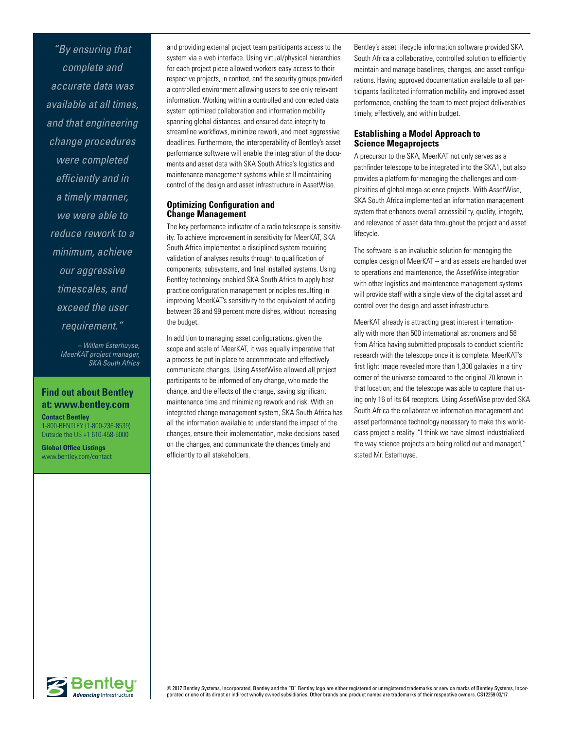*"By ensuring that complete and accurate data was available at all times, and that engineering change procedures were completed efficiently and in a timely manner, we were able to reduce rework to a minimum, achieve our aggressive timescales, and exceed the user requirement."*

*– Willem Esterhuyse, MeerKAT project manager, SKA South Africa*

**Find out about Bentley at: www.bentley.com**

**Contact Bentley**
1-800-BENTLEY (1-800-236-8539)
Outside the US +1 610-458-5000

**Global Office Listings**
www.bentley.com/contact

and providing external project team participants access to the system via a web interface. Using virtual/physical hierarchies for each project piece allowed workers easy access to their respective projects, in context, and the security groups provided a controlled environment allowing users to see only relevant information. Working within a controlled and connected data system optimized collaboration and information mobility spanning global distances, and ensured data integrity to streamline workflows, minimize rework, and meet aggressive deadlines. Furthermore, the interoperability of Bentley's asset performance software will enable the integration of the documents and asset data with SKA South Africa's logistics and maintenance management systems while still maintaining control of the design and asset infrastructure in AssetWise.

## Optimizing Configuration and Change Management

The key performance indicator of a radio telescope is sensitivity. To achieve improvement in sensitivity for MeerKAT, SKA South Africa implemented a disciplined system requiring validation of analyses results through to qualification of components, subsystems, and final installed systems. Using Bentley technology enabled SKA South Africa to apply best practice configuration management principles resulting in improving MeerKAT's sensitivity to the equivalent of adding between 36 and 99 percent more dishes, without increasing the budget.

In addition to managing asset configurations, given the scope and scale of MeerKAT, it was equally imperative that a process be put in place to accommodate and effectively communicate changes. Using AssetWise allowed all project participants to be informed of any change, who made the change, and the effects of the change, saving significant maintenance time and minimizing rework and risk. With an integrated change management system, SKA South Africa has all the information available to understand the impact of the changes, ensure their implementation, make decisions based on the changes, and communicate the changes timely and efficiently to all stakeholders.

Bentley's asset lifecycle information software provided SKA South Africa a collaborative, controlled solution to efficiently maintain and manage baselines, changes, and asset configurations. Having approved documentation available to all participants facilitated information mobility and improved asset performance, enabling the team to meet project deliverables timely, effectively, and within budget.

## Establishing a Model Approach to Science Megaprojects

A precursor to the SKA, MeerKAT not only serves as a pathfinder telescope to be integrated into the SKA1, but also provides a platform for managing the challenges and complexities of global mega-science projects. With AssetWise, SKA South Africa implemented an information management system that enhances overall accessibility, quality, integrity, and relevance of asset data throughout the project and asset lifecycle.

The software is an invaluable solution for managing the complex design of MeerKAT – and as assets are handed over to operations and maintenance, the AssetWise integration with other logistics and maintenance management systems will provide staff with a single view of the digital asset and control over the design and asset infrastructure.

MeerKAT already is attracting great interest internationally with more than 500 international astronomers and 58 from Africa having submitted proposals to conduct scientific research with the telescope once it is complete. MeerKAT's first light image revealed more than 1,300 galaxies in a tiny corner of the universe compared to the original 70 known in that location; and the telescope was able to capture that using only 16 of its 64 receptors. Using AssetWise provided SKA South Africa the collaborative information management and asset performance technology necessary to make this world-class project a reality. "I think we have almost industrialized the way science projects are being rolled out and managed," stated Mr. Esterhuyse.

© 2017 Bentley Systems, Incorporated. Bentley and the "B" Bentley logo are either registered or unregistered trademarks or service marks of Bentley Systems, Incorporated or one of its direct or indirect wholly owned subsidiaries. Other brands and product names are trademarks of their respective owners. CS12259 03/17